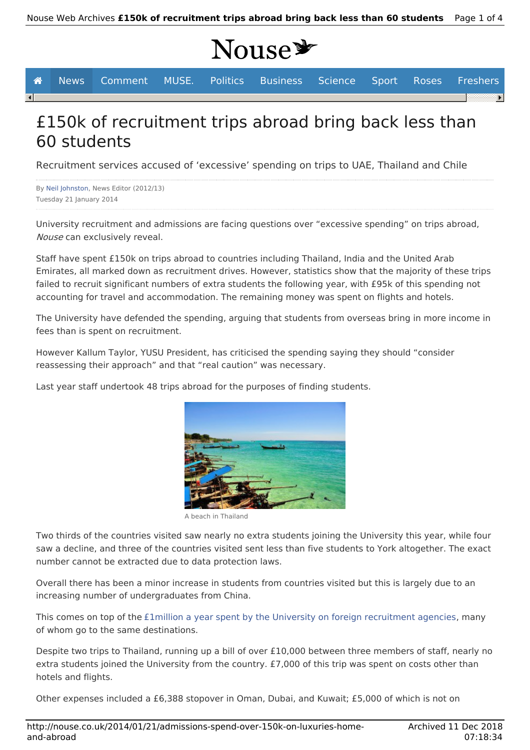# £150k of recruitment trips abroad bring back less than 60 students

Recruitment services accused of 'excessive' spending on trips to UAE, Thailand and Chile

By Neil Johnston, News Editor (2012/13)
Tuesday 21 January 2014

University recruitment and admissions are facing questions over "excessive spending" on trips abroad, *Nouse* can exclusively reveal.

Staff have spent £150k on trips abroad to countries including Thailand, India and the United Arab Emirates, all marked down as recruitment drives. However, statistics show that the majority of these trips failed to recruit significant numbers of extra students the following year, with £95k of this spending not accounting for travel and accommodation. The remaining money was spent on flights and hotels.

The University have defended the spending, arguing that students from overseas bring in more income in fees than is spent on recruitment.

However Kallum Taylor, YUSU President, has criticised the spending saying they should "consider reassessing their approach" and that "real caution" was necessary.

Last year staff undertook 48 trips abroad for the purposes of finding students.

A beach in Thailand

Two thirds of the countries visited saw nearly no extra students joining the University this year, while four saw a decline, and three of the countries visited sent less than five students to York altogether. The exact number cannot be extracted due to data protection laws.

Overall there has been a minor increase in students from countries visited but this is largely due to an increasing number of undergraduates from China.

This comes on top of the £1million a year spent by the University on foreign recruitment agencies, many of whom go to the same destinations.

Despite two trips to Thailand, running up a bill of over £10,000 between three members of staff, nearly no extra students joined the University from the country. £7,000 of this trip was spent on costs other than hotels and flights.

Other expenses included a £6,388 stopover in Oman, Dubai, and Kuwait; £5,000 of which is not on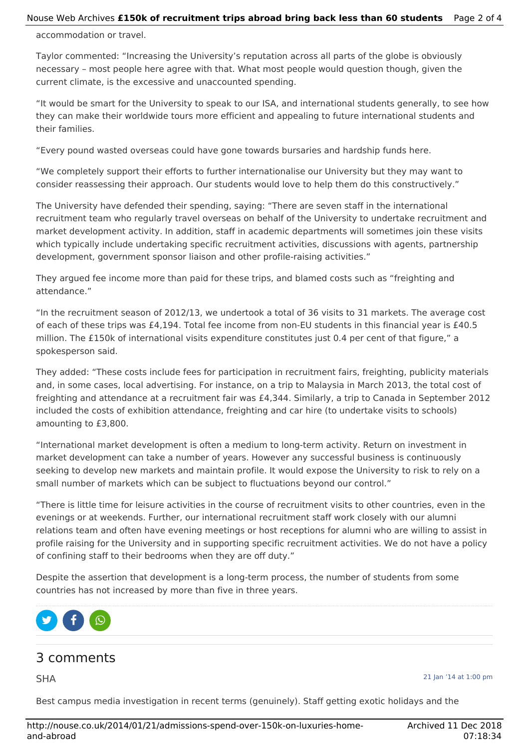accommodation or travel.

Taylor commented: “Increasing the University’s reputation across all parts of the globe is obviously necessary – most people here agree with that. What most people would question though, given the current climate, is the excessive and unaccounted spending.

“It would be smart for the University to speak to our ISA, and international students generally, to see how they can make their worldwide tours more efficient and appealing to future international students and their families.

“Every pound wasted overseas could have gone towards bursaries and hardship funds here.

“We completely support their efforts to further internationalise our University but they may want to consider reassessing their approach. Our students would love to help them do this constructively.”

The University have defended their spending, saying: “There are seven staff in the international recruitment team who regularly travel overseas on behalf of the University to undertake recruitment and market development activity. In addition, staff in academic departments will sometimes join these visits which typically include undertaking specific recruitment activities, discussions with agents, partnership development, government sponsor liaison and other profile-raising activities.”

They argued fee income more than paid for these trips, and blamed costs such as “freighting and attendance.”

“In the recruitment season of 2012/13, we undertook a total of 36 visits to 31 markets. The average cost of each of these trips was £4,194. Total fee income from non-EU students in this financial year is £40.5 million. The £150k of international visits expenditure constitutes just 0.4 per cent of that figure,” a spokesperson said.

They added: “These costs include fees for participation in recruitment fairs, freighting, publicity materials and, in some cases, local advertising. For instance, on a trip to Malaysia in March 2013, the total cost of freighting and attendance at a recruitment fair was £4,344. Similarly, a trip to Canada in September 2012 included the costs of exhibition attendance, freighting and car hire (to undertake visits to schools) amounting to £3,800.

“International market development is often a medium to long-term activity. Return on investment in market development can take a number of years. However any successful business is continuously seeking to develop new markets and maintain profile. It would expose the University to risk to rely on a small number of markets which can be subject to fluctuations beyond our control.”

“There is little time for leisure activities in the course of recruitment visits to other countries, even in the evenings or at weekends. Further, our international recruitment staff work closely with our alumni relations team and often have evening meetings or host receptions for alumni who are willing to assist in profile raising for the University and in supporting specific recruitment activities. We do not have a policy of confining staff to their bedrooms when they are off duty.”

Despite the assertion that development is a long-term process, the number of students from some countries has not increased by more than five in three years.

## 3 comments

SHA

21 Jan ’14 at 1:00 pm

Best campus media investigation in recent terms (genuinely). Staff getting exotic holidays and the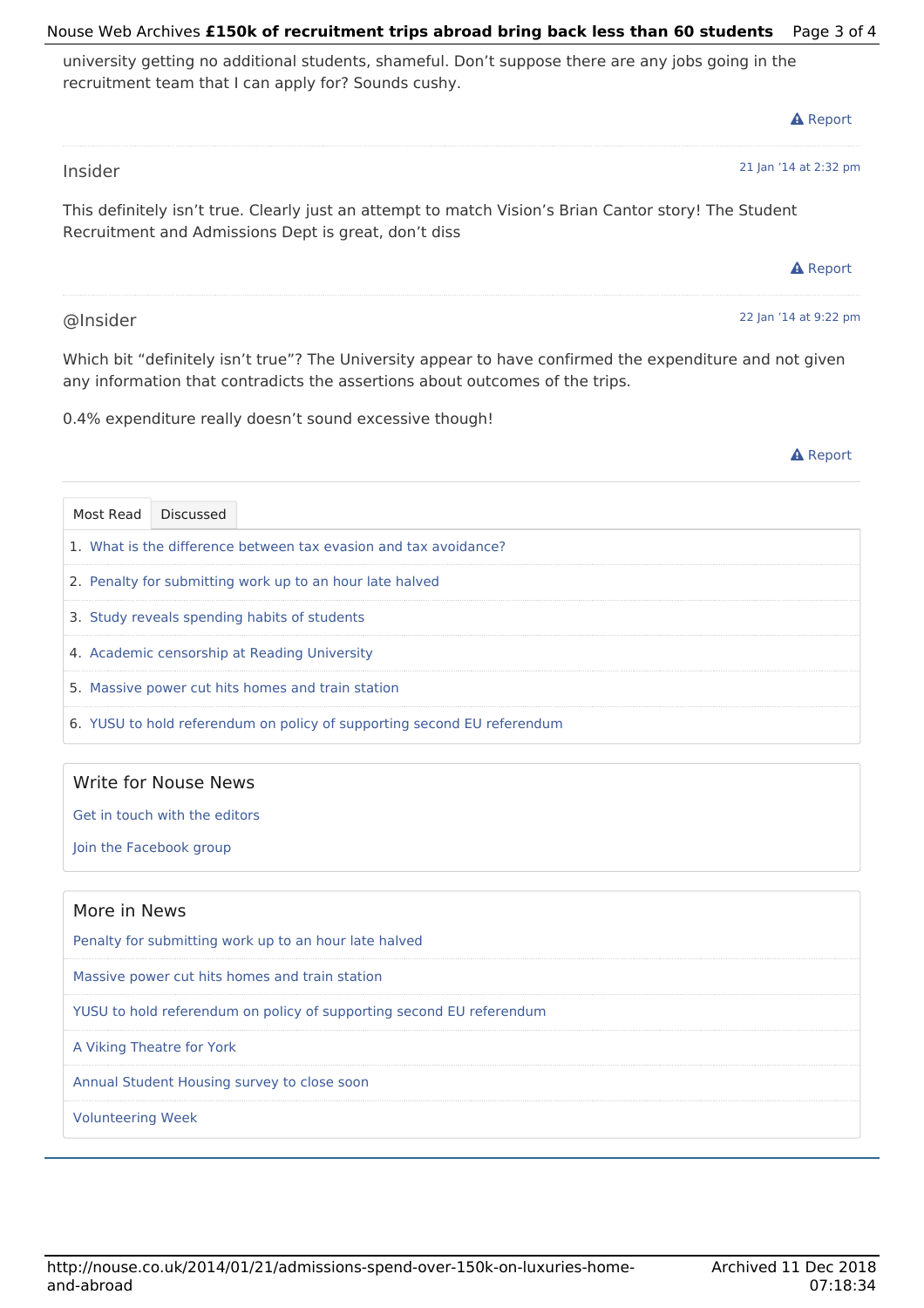university getting no additional students, shameful. Don't suppose there are any jobs going in the recruitment team that I can apply for? Sounds cushy.

Report

Insider

21 Jan '14 at 2:32 pm

This definitely isn't true. Clearly just an attempt to match Vision's Brian Cantor story! The Student Recruitment and Admissions Dept is great, don't diss

Report

@Insider

22 Jan '14 at 9:22 pm

Which bit "definitely isn't true"? The University appear to have confirmed the expenditure and not given any information that contradicts the assertions about outcomes of the trips.

0.4% expenditure really doesn't sound excessive though!

Report

Most Read | Discussed

1. What is the difference between tax evasion and tax avoidance?
2. Penalty for submitting work up to an hour late halved
3. Study reveals spending habits of students
4. Academic censorship at Reading University
5. Massive power cut hits homes and train station
6. YUSU to hold referendum on policy of supporting second EU referendum

## Write for Nouse News

Get in touch with the editors

Join the Facebook group

## More in News

Penalty for submitting work up to an hour late halved

Massive power cut hits homes and train station

YUSU to hold referendum on policy of supporting second EU referendum

A Viking Theatre for York

Annual Student Housing survey to close soon

Volunteering Week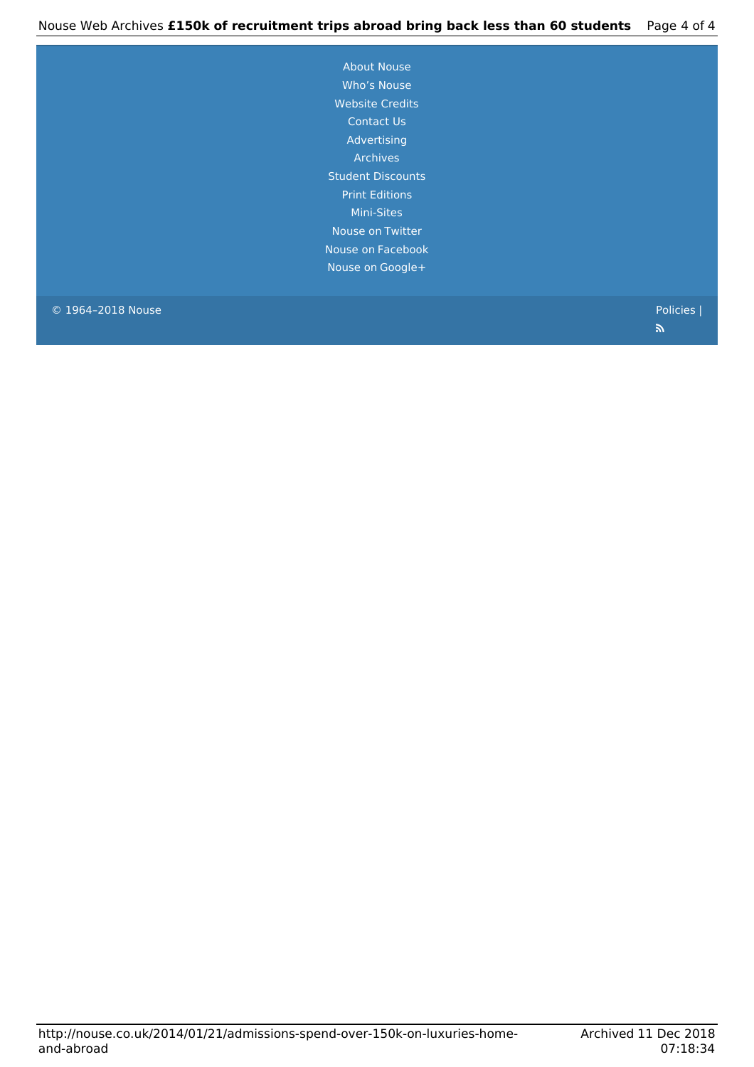About Nouse

Who's Nouse

Website Credits

Contact Us

Advertising

Archives

Student Discounts

Print Editions

Mini-Sites

Nouse on Twitter

Nouse on Facebook

Nouse on Google+

© 1964–2018 Nouse

Policies |